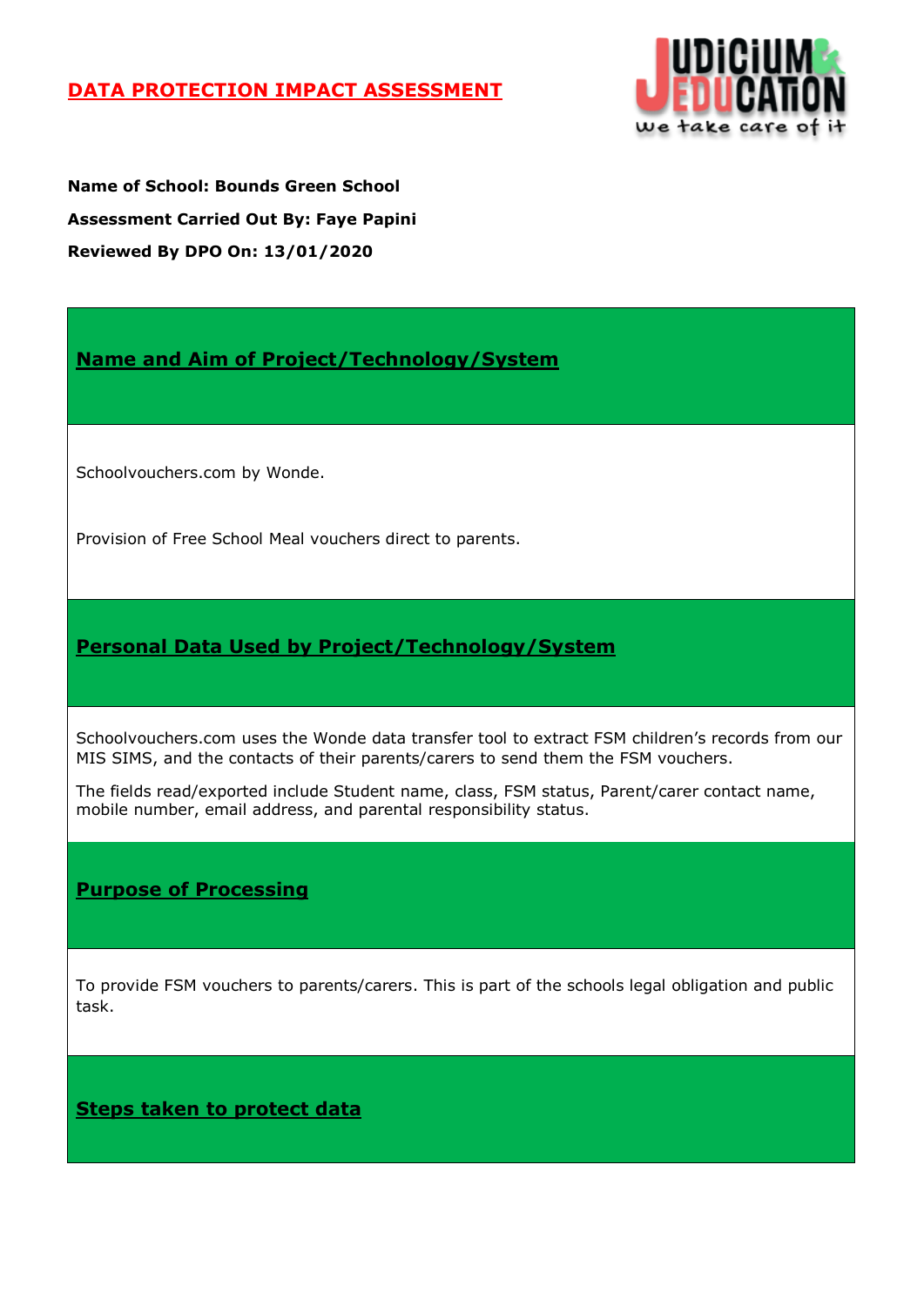# DATA PROTECTION IMPACT ASSESSMENT

**Name of School: Bounds Green School**

**Assessment Carried Out By: Faye Papini**

**Reviewed By DPO On: 13/01/2020**

## Name and Aim of Project/Technology/System

Schoolvouchers.com by Wonde.

Provision of Free School Meal vouchers direct to parents.

## Personal Data Used by Project/Technology/System

Schoolvouchers.com uses the Wonde data transfer tool to extract FSM children's records from our MIS SIMS, and the contacts of their parents/carers to send them the FSM vouchers.

The fields read/exported include Student name, class, FSM status, Parent/carer contact name, mobile number, email address, and parental responsibility status.

## Purpose of Processing

To provide FSM vouchers to parents/carers. This is part of the schools legal obligation and public task.

## Steps taken to protect data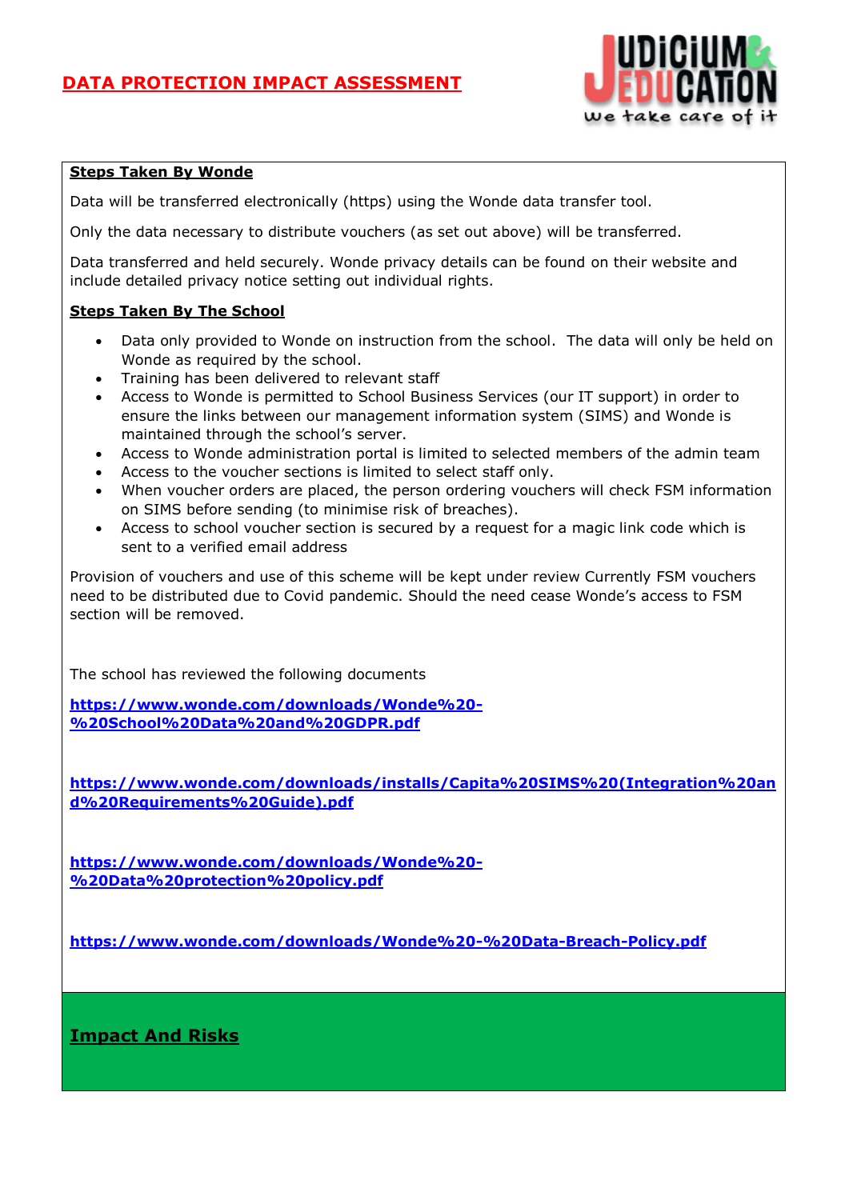**Steps Taken By Wonde**

Data will be transferred electronically (https) using the Wonde data transfer tool.

Only the data necessary to distribute vouchers (as set out above) will be transferred.

Data transferred and held securely. Wonde privacy details can be found on their website and include detailed privacy notice setting out individual rights.

**Steps Taken By The School**

- Data only provided to Wonde on instruction from the school. The data will only be held on Wonde as required by the school.
- Training has been delivered to relevant staff
- Access to Wonde is permitted to School Business Services (our IT support) in order to ensure the links between our management information system (SIMS) and Wonde is maintained through the school's server.
- Access to Wonde administration portal is limited to selected members of the admin team
- Access to the voucher sections is limited to select staff only.
- When voucher orders are placed, the person ordering vouchers will check FSM information on SIMS before sending (to minimise risk of breaches).
- Access to school voucher section is secured by a request for a magic link code which is sent to a verified email address

Provision of vouchers and use of this scheme will be kept under review Currently FSM vouchers need to be distributed due to Covid pandemic. Should the need cease Wonde's access to FSM section will be removed.

The school has reviewed the following documents

https://www.wonde.com/downloads/Wonde%20-%20School%20Data%20and%20GDPR.pdf

https://www.wonde.com/downloads/installs/Capita%20SIMS%20(Integration%20and%20Requirements%20Guide).pdf

https://www.wonde.com/downloads/Wonde%20-%20Data%20protection%20policy.pdf

https://www.wonde.com/downloads/Wonde%20-%20Data-Breach-Policy.pdf

## Impact And Risks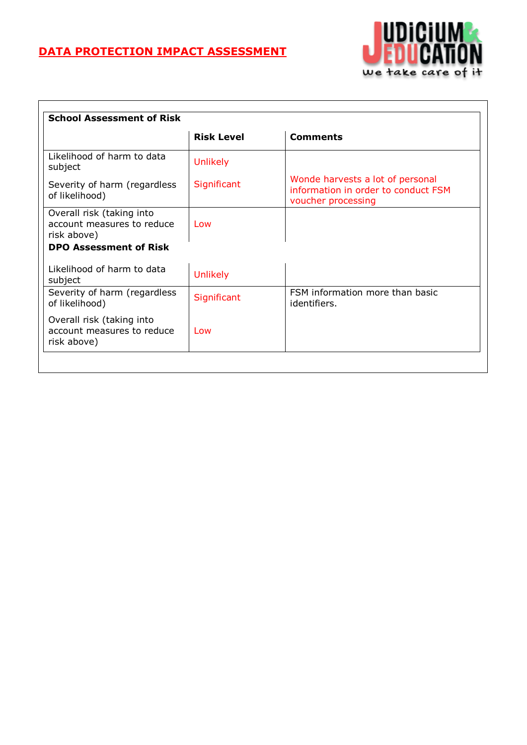# DATA PROTECTION IMPACT ASSESSMENT

| School Assessment of Risk | | |
|---|---|---|
| | **Risk Level** | **Comments** |
| Likelihood of harm to data subject | Unlikely | |
| Severity of harm (regardless of likelihood) | Significant | Wonde harvests a lot of personal information in order to conduct FSM voucher processing |
| Overall risk (taking into account measures to reduce risk above) | Low | |
| **DPO Assessment of Risk** | | |
| Likelihood of harm to data subject | Unlikely | |
| Severity of harm (regardless of likelihood) | Significant | FSM information more than basic identifiers. |
| Overall risk (taking into account measures to reduce risk above) | Low | |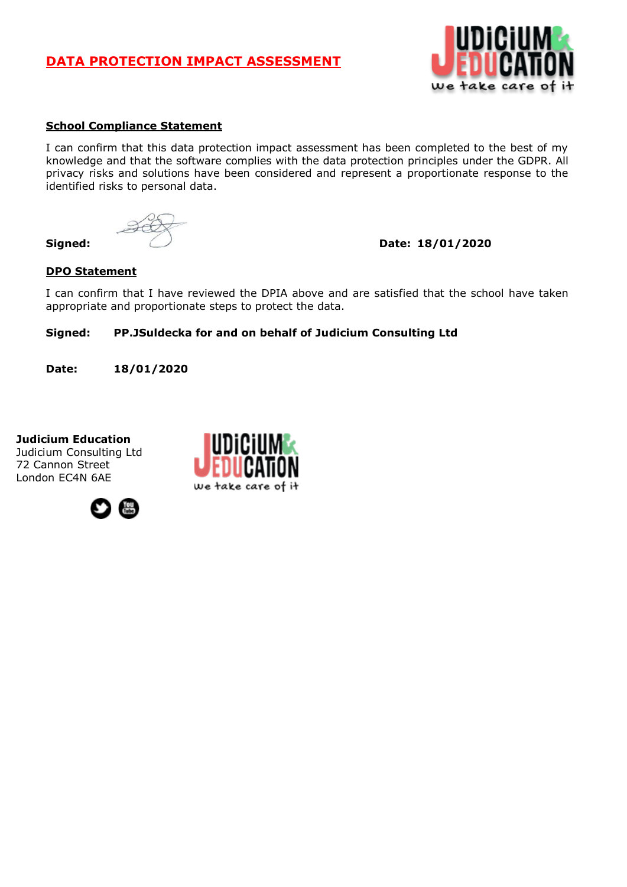# DATA PROTECTION IMPACT ASSESSMENT

## School Compliance Statement

I can confirm that this data protection impact assessment has been completed to the best of my knowledge and that the software complies with the data protection principles under the GDPR. All privacy risks and solutions have been considered and represent a proportionate response to the identified risks to personal data.

**Signed:** **Date: 18/01/2020**

## DPO Statement

I can confirm that I have reviewed the DPIA above and are satisfied that the school have taken appropriate and proportionate steps to protect the data.

**Signed:** **PP.JSuldecka for and on behalf of Judicium Consulting Ltd**

**Date:** **18/01/2020**

**Judicium Education**
Judicium Consulting Ltd
72 Cannon Street
London EC4N 6AE